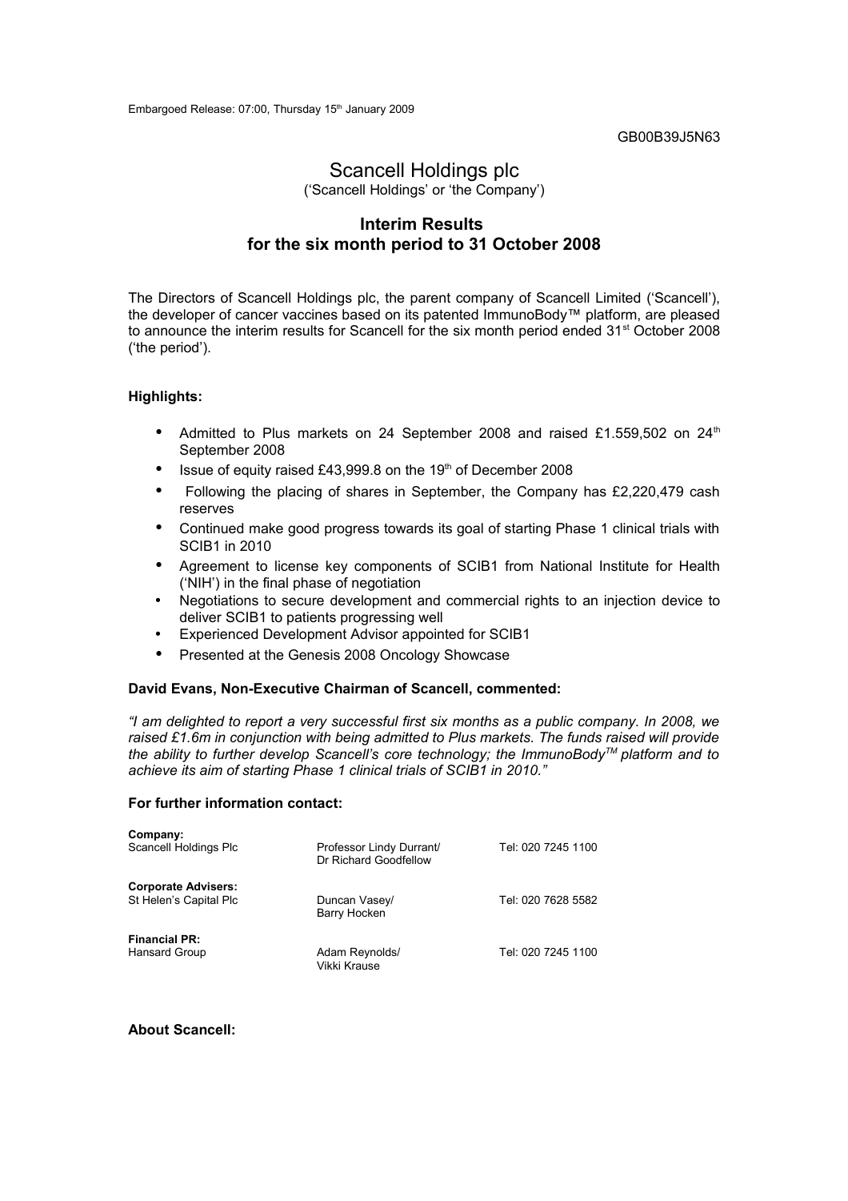Embargoed Release: 07:00, Thursday 15th January 2009

GB00B39J5N63

# Scancell Holdings plc

('Scancell Holdings' or 'the Company')

## Interim Results for the six month period to 31 October 2008

The Directors of Scancell Holdings plc, the parent company of Scancell Limited ('Scancell'), the developer of cancer vaccines based on its patented ImmunoBody™ platform, are pleased to announce the interim results for Scancell for the six month period ended 31st October 2008 ('the period').

**Highlights:**

- Admitted to Plus markets on 24 September 2008 and raised £1.559,502 on 24th September 2008
- Issue of equity raised £43,999.8 on the 19th of December 2008
- Following the placing of shares in September, the Company has £2,220,479 cash reserves
- Continued make good progress towards its goal of starting Phase 1 clinical trials with SCIB1 in 2010
- Agreement to license key components of SCIB1 from National Institute for Health ('NIH') in the final phase of negotiation
- Negotiations to secure development and commercial rights to an injection device to deliver SCIB1 to patients progressing well
- Experienced Development Advisor appointed for SCIB1
- Presented at the Genesis 2008 Oncology Showcase

**David Evans, Non-Executive Chairman of Scancell, commented:**

*"I am delighted to report a very successful first six months as a public company. In 2008, we raised £1.6m in conjunction with being admitted to Plus markets. The funds raised will provide the ability to further develop Scancell's core technology; the ImmunoBody™ platform and to achieve its aim of starting Phase 1 clinical trials of SCIB1 in 2010."*

**For further information contact:**

| | | |
|---|---|---|
| **Company:** | | |
| Scancell Holdings Plc | Professor Lindy Durrant/ Dr Richard Goodfellow | Tel: 020 7245 1100 |
| **Corporate Advisers:** | | |
| St Helen's Capital Plc | Duncan Vasey/ Barry Hocken | Tel: 020 7628 5582 |
| **Financial PR:** | | |
| Hansard Group | Adam Reynolds/ Vikki Krause | Tel: 020 7245 1100 |

**About Scancell:**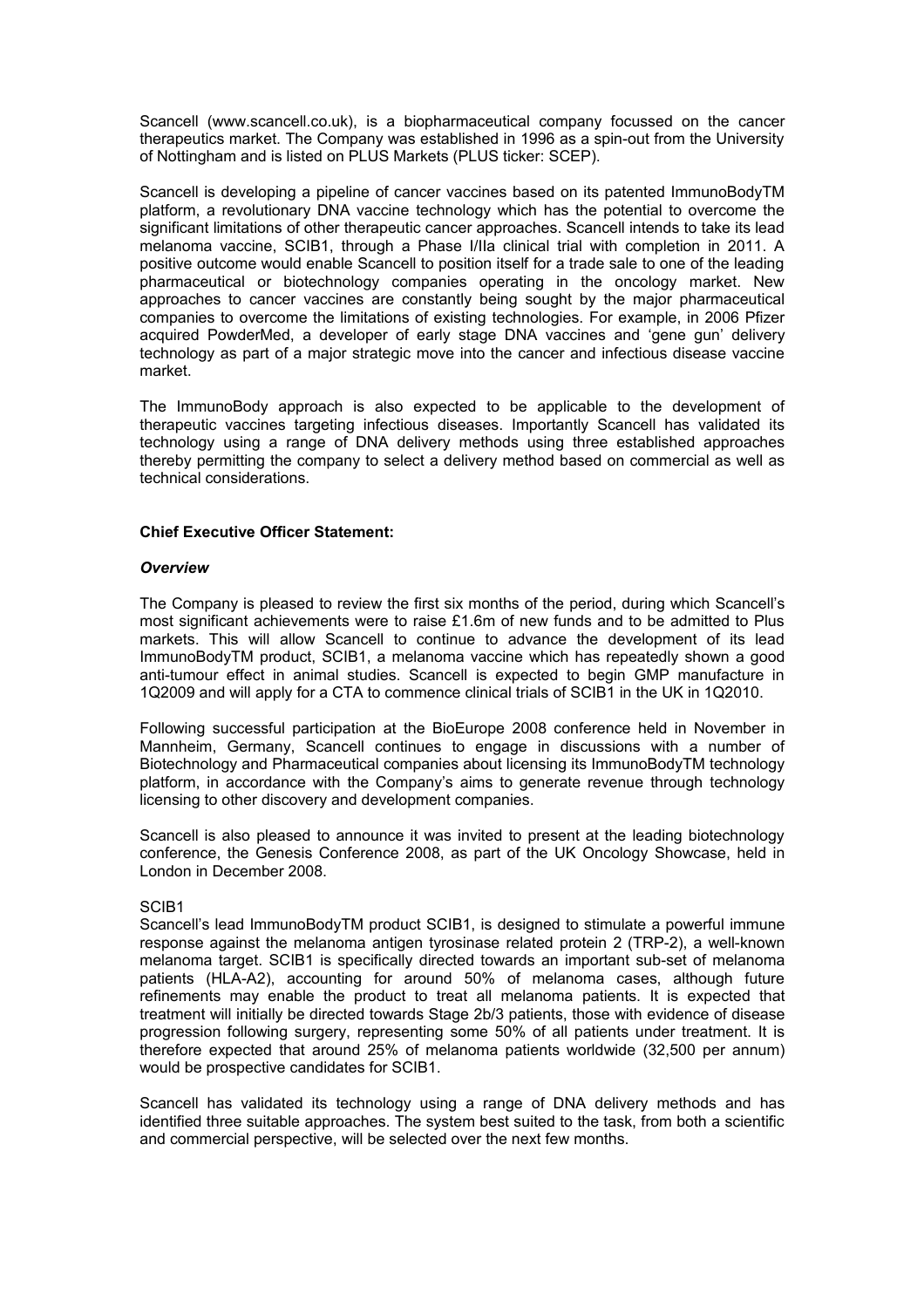Scancell (www.scancell.co.uk), is a biopharmaceutical company focussed on the cancer therapeutics market. The Company was established in 1996 as a spin-out from the University of Nottingham and is listed on PLUS Markets (PLUS ticker: SCEP).

Scancell is developing a pipeline of cancer vaccines based on its patented ImmunoBodyTM platform, a revolutionary DNA vaccine technology which has the potential to overcome the significant limitations of other therapeutic cancer approaches. Scancell intends to take its lead melanoma vaccine, SCIB1, through a Phase I/IIa clinical trial with completion in 2011. A positive outcome would enable Scancell to position itself for a trade sale to one of the leading pharmaceutical or biotechnology companies operating in the oncology market. New approaches to cancer vaccines are constantly being sought by the major pharmaceutical companies to overcome the limitations of existing technologies. For example, in 2006 Pfizer acquired PowderMed, a developer of early stage DNA vaccines and 'gene gun' delivery technology as part of a major strategic move into the cancer and infectious disease vaccine market.

The ImmunoBody approach is also expected to be applicable to the development of therapeutic vaccines targeting infectious diseases. Importantly Scancell has validated its technology using a range of DNA delivery methods using three established approaches thereby permitting the company to select a delivery method based on commercial as well as technical considerations.

**Chief Executive Officer Statement:**

***Overview***

The Company is pleased to review the first six months of the period, during which Scancell's most significant achievements were to raise £1.6m of new funds and to be admitted to Plus markets. This will allow Scancell to continue to advance the development of its lead ImmunoBodyTM product, SCIB1, a melanoma vaccine which has repeatedly shown a good anti-tumour effect in animal studies. Scancell is expected to begin GMP manufacture in 1Q2009 and will apply for a CTA to commence clinical trials of SCIB1 in the UK in 1Q2010.

Following successful participation at the BioEurope 2008 conference held in November in Mannheim, Germany, Scancell continues to engage in discussions with a number of Biotechnology and Pharmaceutical companies about licensing its ImmunoBodyTM technology platform, in accordance with the Company's aims to generate revenue through technology licensing to other discovery and development companies.

Scancell is also pleased to announce it was invited to present at the leading biotechnology conference, the Genesis Conference 2008, as part of the UK Oncology Showcase, held in London in December 2008.

SCIB1

Scancell's lead ImmunoBodyTM product SCIB1, is designed to stimulate a powerful immune response against the melanoma antigen tyrosinase related protein 2 (TRP-2), a well-known melanoma target. SCIB1 is specifically directed towards an important sub-set of melanoma patients (HLA-A2), accounting for around 50% of melanoma cases, although future refinements may enable the product to treat all melanoma patients. It is expected that treatment will initially be directed towards Stage 2b/3 patients, those with evidence of disease progression following surgery, representing some 50% of all patients under treatment. It is therefore expected that around 25% of melanoma patients worldwide (32,500 per annum) would be prospective candidates for SCIB1.

Scancell has validated its technology using a range of DNA delivery methods and has identified three suitable approaches. The system best suited to the task, from both a scientific and commercial perspective, will be selected over the next few months.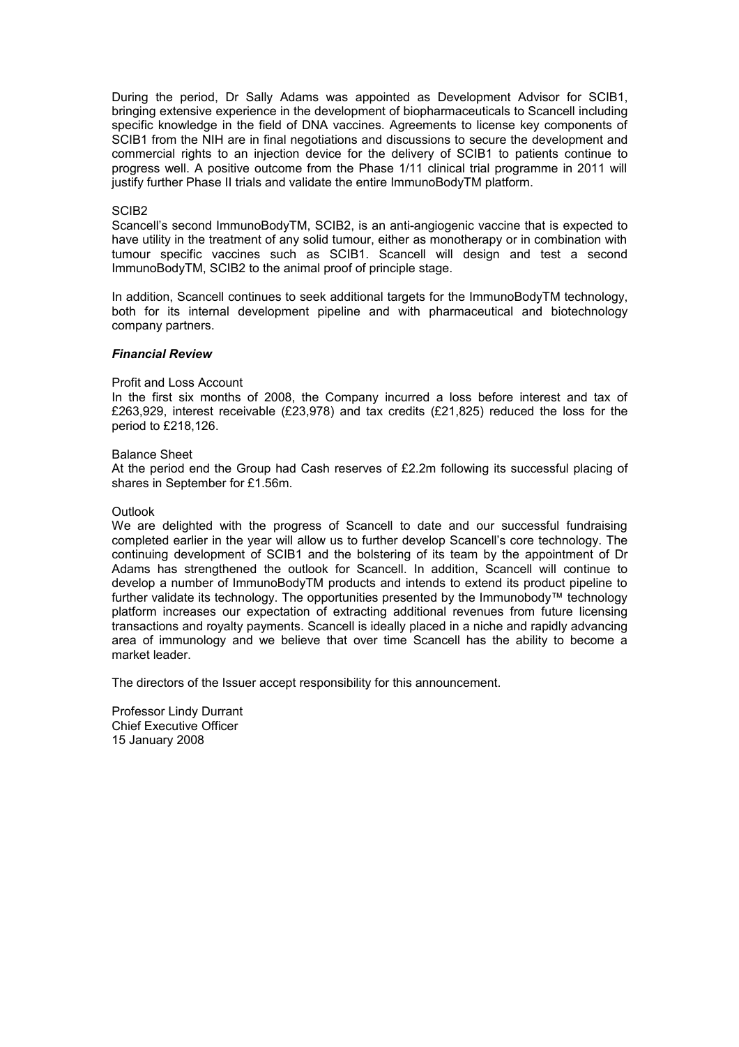During the period, Dr Sally Adams was appointed as Development Advisor for SCIB1, bringing extensive experience in the development of biopharmaceuticals to Scancell including specific knowledge in the field of DNA vaccines. Agreements to license key components of SCIB1 from the NIH are in final negotiations and discussions to secure the development and commercial rights to an injection device for the delivery of SCIB1 to patients continue to progress well. A positive outcome from the Phase 1/11 clinical trial programme in 2011 will justify further Phase II trials and validate the entire ImmunoBodyTM platform.

SCIB2

Scancell's second ImmunoBodyTM, SCIB2, is an anti-angiogenic vaccine that is expected to have utility in the treatment of any solid tumour, either as monotherapy or in combination with tumour specific vaccines such as SCIB1. Scancell will design and test a second ImmunoBodyTM, SCIB2 to the animal proof of principle stage.

In addition, Scancell continues to seek additional targets for the ImmunoBodyTM technology, both for its internal development pipeline and with pharmaceutical and biotechnology company partners.

***Financial Review***

Profit and Loss Account

In the first six months of 2008, the Company incurred a loss before interest and tax of £263,929, interest receivable (£23,978) and tax credits (£21,825) reduced the loss for the period to £218,126.

Balance Sheet

At the period end the Group had Cash reserves of £2.2m following its successful placing of shares in September for £1.56m.

Outlook

We are delighted with the progress of Scancell to date and our successful fundraising completed earlier in the year will allow us to further develop Scancell's core technology. The continuing development of SCIB1 and the bolstering of its team by the appointment of Dr Adams has strengthened the outlook for Scancell. In addition, Scancell will continue to develop a number of ImmunoBodyTM products and intends to extend its product pipeline to further validate its technology. The opportunities presented by the Immunobody™ technology platform increases our expectation of extracting additional revenues from future licensing transactions and royalty payments. Scancell is ideally placed in a niche and rapidly advancing area of immunology and we believe that over time Scancell has the ability to become a market leader.

The directors of the Issuer accept responsibility for this announcement.

Professor Lindy Durrant
Chief Executive Officer
15 January 2008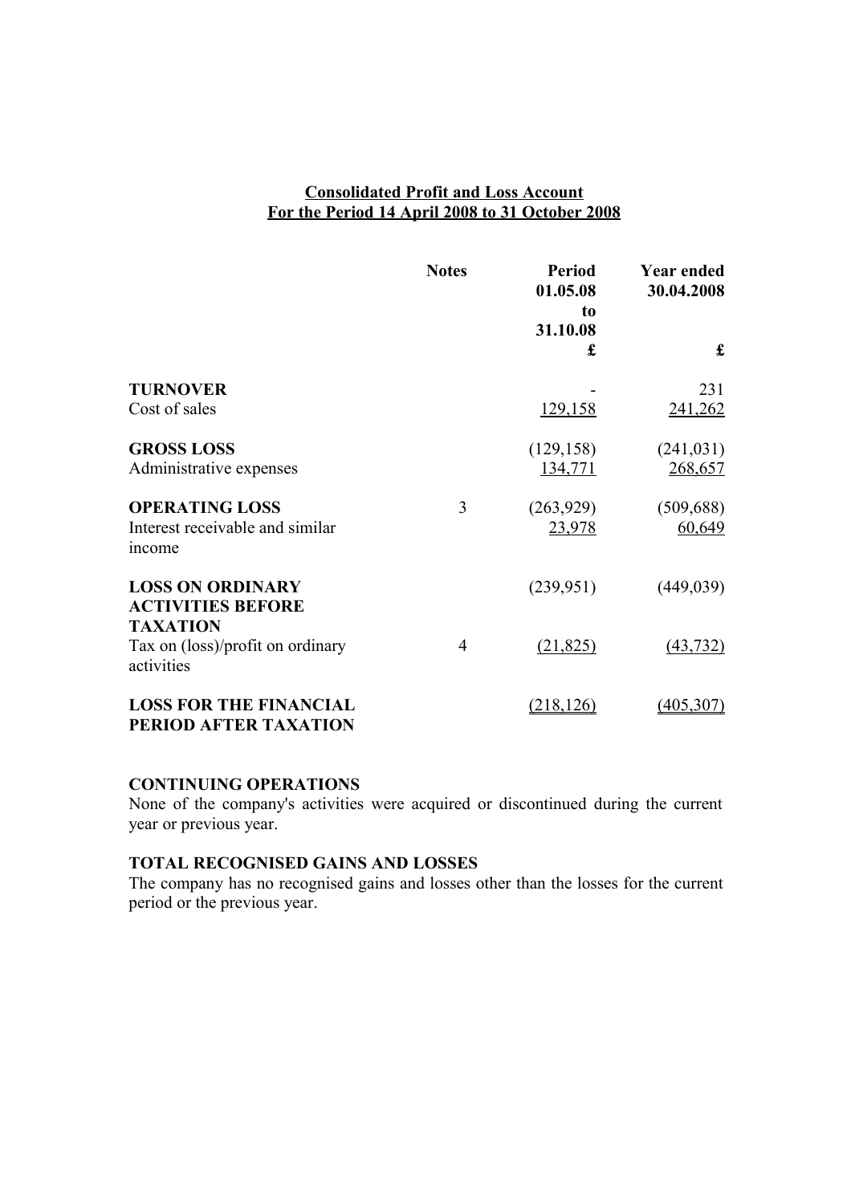## Consolidated Profit and Loss Account
## For the Period 14 April 2008 to 31 October 2008

| | Notes | Period 01.05.08 to 31.10.08 | Year ended 30.04.2008 |
|---|---|---|---|
| | | £ | £ |
| **TURNOVER** | | - | 231 |
| Cost of sales | | 129,158 | 241,262 |
| **GROSS LOSS** | | (129,158) | (241,031) |
| Administrative expenses | | 134,771 | 268,657 |
| **OPERATING LOSS** | 3 | (263,929) | (509,688) |
| Interest receivable and similar income | | 23,978 | 60,649 |
| **LOSS ON ORDINARY ACTIVITIES BEFORE TAXATION** | | (239,951) | (449,039) |
| Tax on (loss)/profit on ordinary activities | 4 | (21,825) | (43,732) |
| **LOSS FOR THE FINANCIAL PERIOD AFTER TAXATION** | | (218,126) | (405,307) |

**CONTINUING OPERATIONS**

None of the company's activities were acquired or discontinued during the current year or previous year.

**TOTAL RECOGNISED GAINS AND LOSSES**

The company has no recognised gains and losses other than the losses for the current period or the previous year.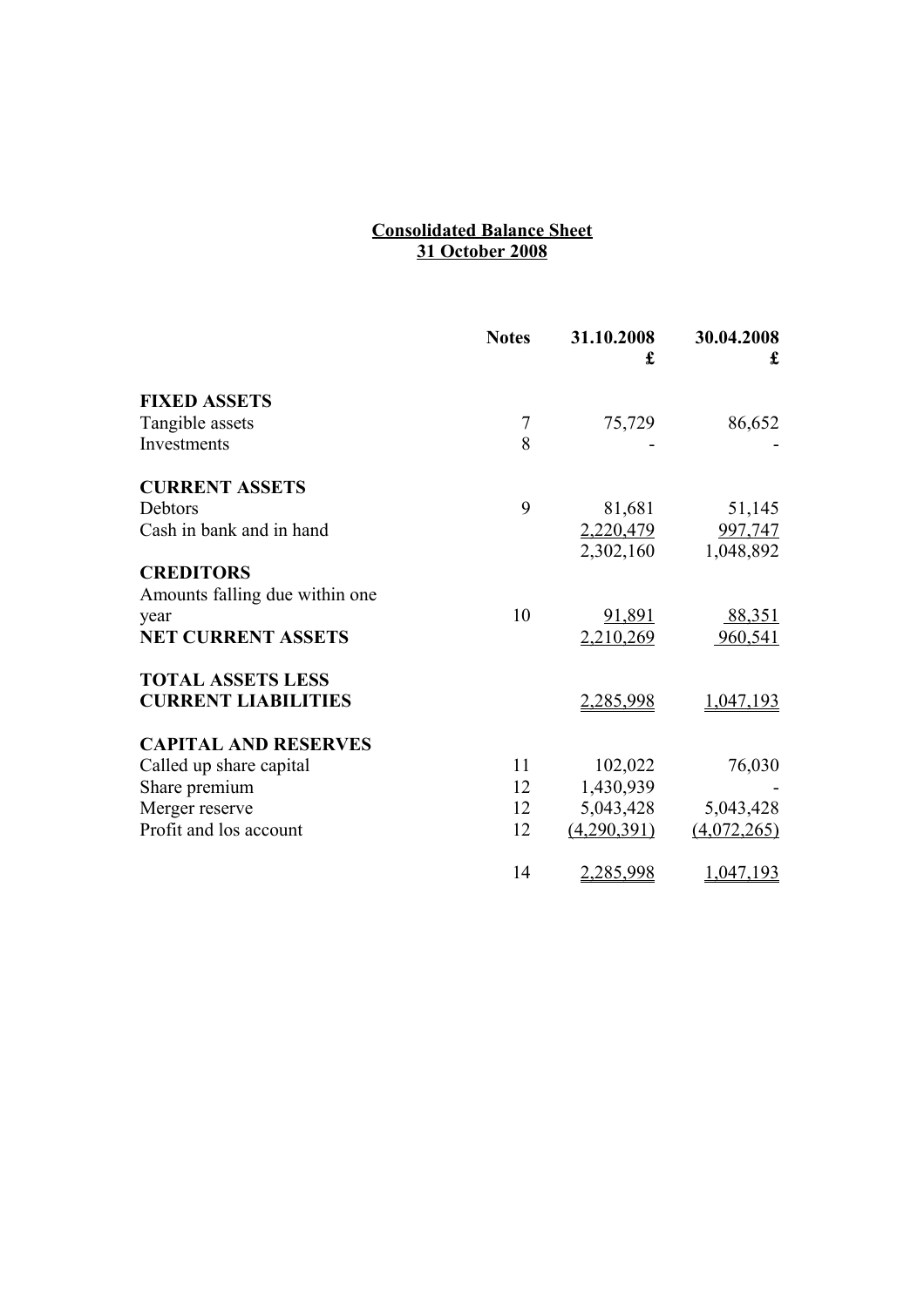# Consolidated Balance Sheet
## 31 October 2008

| | Notes | 31.10.2008 £ | 30.04.2008 £ |
|---|---|---|---|
| **FIXED ASSETS** | | | |
| Tangible assets | 7 | 75,729 | 86,652 |
| Investments | 8 | - | - |
| **CURRENT ASSETS** | | | |
| Debtors | 9 | 81,681 | 51,145 |
| Cash in bank and in hand | | 2,220,479 | 997,747 |
| | | 2,302,160 | 1,048,892 |
| **CREDITORS** | | | |
| Amounts falling due within one year | 10 | 91,891 | 88,351 |
| **NET CURRENT ASSETS** | | 2,210,269 | 960,541 |
| **TOTAL ASSETS LESS CURRENT LIABILITIES** | | 2,285,998 | 1,047,193 |
| **CAPITAL AND RESERVES** | | | |
| Called up share capital | 11 | 102,022 | 76,030 |
| Share premium | 12 | 1,430,939 | - |
| Merger reserve | 12 | 5,043,428 | 5,043,428 |
| Profit and los account | 12 | (4,290,391) | (4,072,265) |
| | 14 | 2,285,998 | 1,047,193 |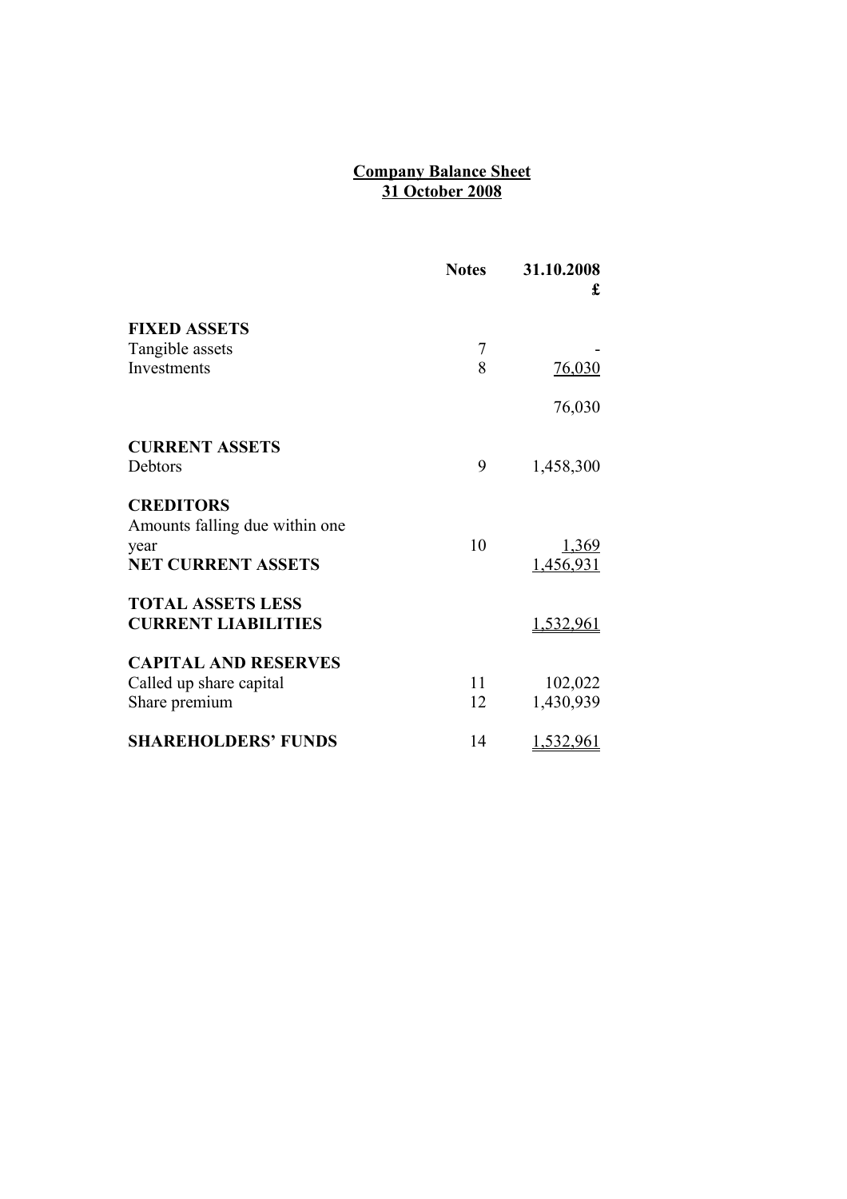# Company Balance Sheet
## 31 October 2008

| | Notes | 31.10.2008 £ |
|---|---|---|
| **FIXED ASSETS** | | |
| Tangible assets | 7 | - |
| Investments | 8 | 76,030 |
| | | 76,030 |
| **CURRENT ASSETS** | | |
| Debtors | 9 | 1,458,300 |
| **CREDITORS** | | |
| Amounts falling due within one year | 10 | 1,369 |
| **NET CURRENT ASSETS** | | 1,456,931 |
| **TOTAL ASSETS LESS CURRENT LIABILITIES** | | 1,532,961 |
| **CAPITAL AND RESERVES** | | |
| Called up share capital | 11 | 102,022 |
| Share premium | 12 | 1,430,939 |
| **SHAREHOLDERS' FUNDS** | 14 | 1,532,961 |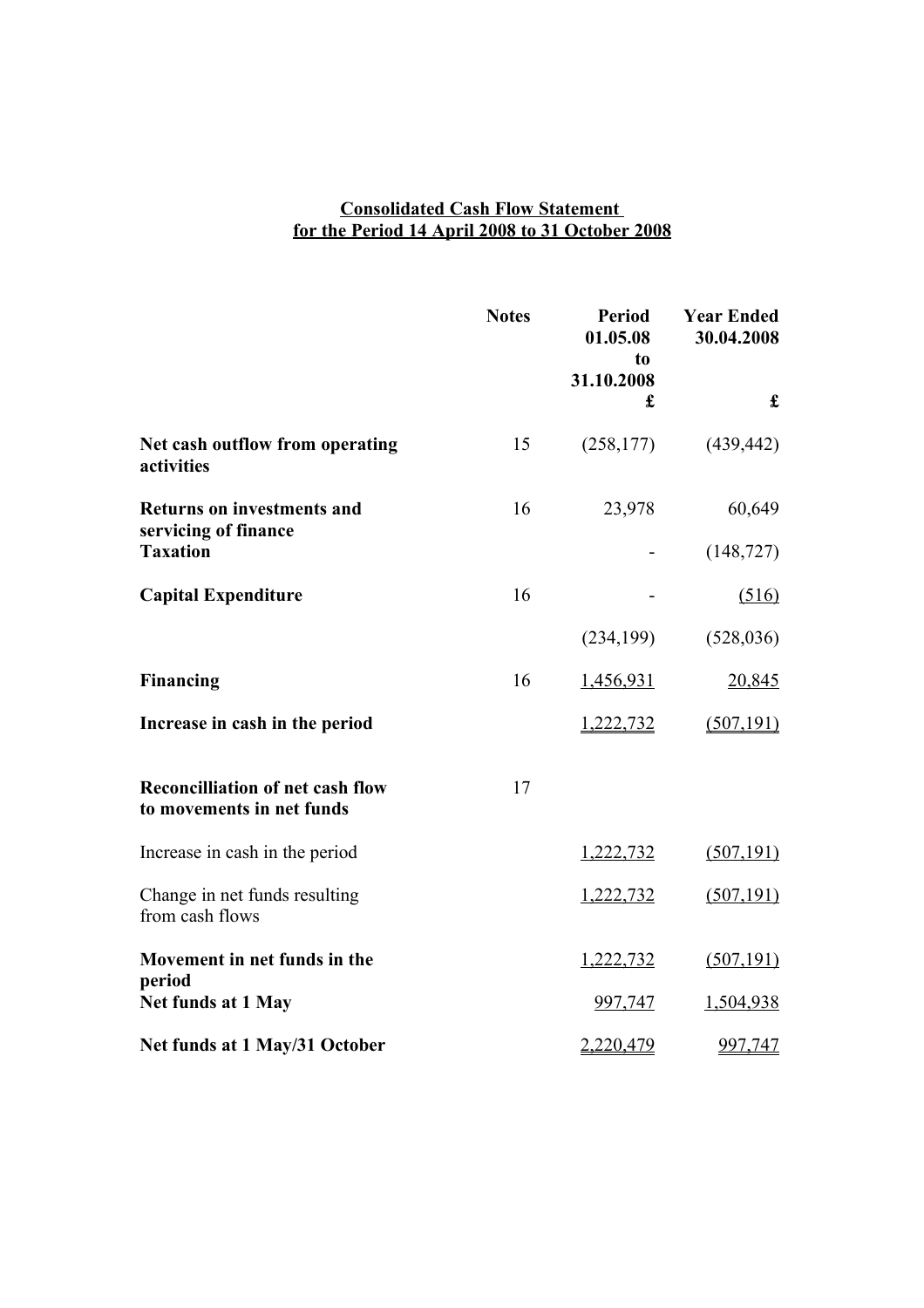# Consolidated Cash Flow Statement for the Period 14 April 2008 to 31 October 2008

| | Notes | Period 01.05.08 to 31.10.2008 £ | Year Ended 30.04.2008 £ |
|---|---|---|---|
| **Net cash outflow from operating activities** | 15 | (258,177) | (439,442) |
| **Returns on investments and servicing of finance** | 16 | 23,978 | 60,649 |
| **Taxation** | | - | (148,727) |
| **Capital Expenditure** | 16 | - | (516) |
| | | (234,199) | (528,036) |
| **Financing** | 16 | 1,456,931 | 20,845 |
| **Increase in cash in the period** | | 1,222,732 | (507,191) |
| **Reconcilliation of net cash flow to movements in net funds** | 17 | | |
| Increase in cash in the period | | 1,222,732 | (507,191) |
| Change in net funds resulting from cash flows | | 1,222,732 | (507,191) |
| **Movement in net funds in the period** | | 1,222,732 | (507,191) |
| **Net funds at 1 May** | | 997,747 | 1,504,938 |
| **Net funds at 1 May/31 October** | | 2,220,479 | 997,747 |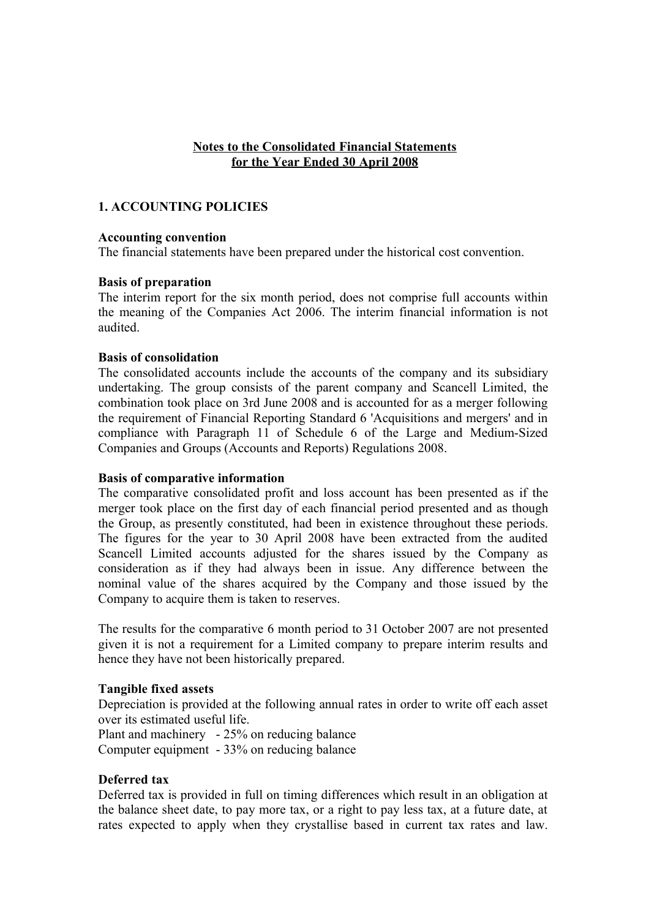**Notes to the Consolidated Financial Statements**
**for the Year Ended 30 April 2008**

## 1. ACCOUNTING POLICIES

**Accounting convention**
The financial statements have been prepared under the historical cost convention.

**Basis of preparation**
The interim report for the six month period, does not comprise full accounts within the meaning of the Companies Act 2006. The interim financial information is not audited.

**Basis of consolidation**
The consolidated accounts include the accounts of the company and its subsidiary undertaking. The group consists of the parent company and Scancell Limited, the combination took place on 3rd June 2008 and is accounted for as a merger following the requirement of Financial Reporting Standard 6 'Acquisitions and mergers' and in compliance with Paragraph 11 of Schedule 6 of the Large and Medium-Sized Companies and Groups (Accounts and Reports) Regulations 2008.

**Basis of comparative information**
The comparative consolidated profit and loss account has been presented as if the merger took place on the first day of each financial period presented and as though the Group, as presently constituted, had been in existence throughout these periods. The figures for the year to 30 April 2008 have been extracted from the audited Scancell Limited accounts adjusted for the shares issued by the Company as consideration as if they had always been in issue. Any difference between the nominal value of the shares acquired by the Company and those issued by the Company to acquire them is taken to reserves.

The results for the comparative 6 month period to 31 October 2007 are not presented given it is not a requirement for a Limited company to prepare interim results and hence they have not been historically prepared.

**Tangible fixed assets**
Depreciation is provided at the following annual rates in order to write off each asset over its estimated useful life.
Plant and machinery - 25% on reducing balance
Computer equipment - 33% on reducing balance

**Deferred tax**
Deferred tax is provided in full on timing differences which result in an obligation at the balance sheet date, to pay more tax, or a right to pay less tax, at a future date, at rates expected to apply when they crystallise based in current tax rates and law.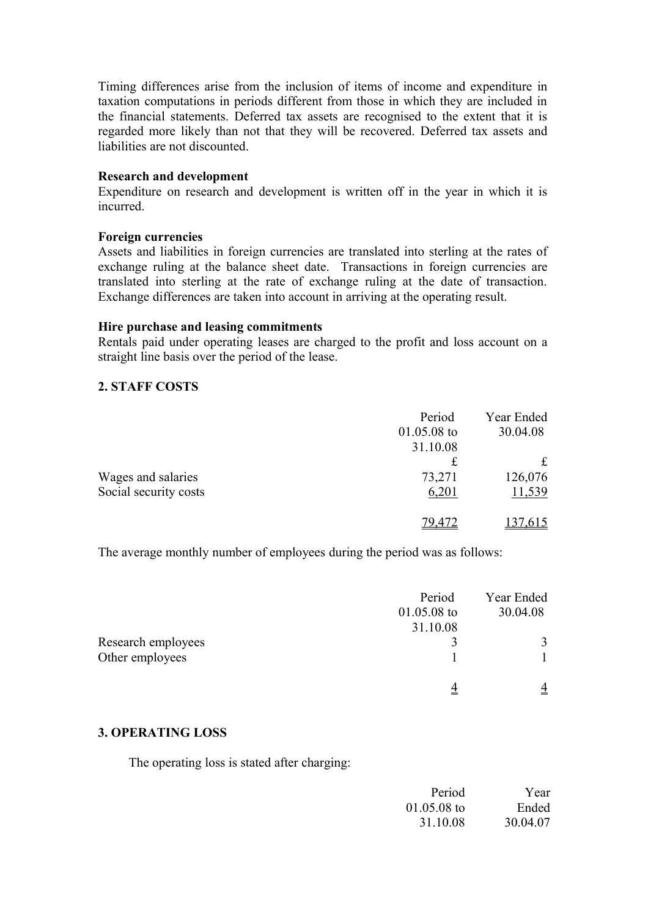Timing differences arise from the inclusion of items of income and expenditure in taxation computations in periods different from those in which they are included in the financial statements. Deferred tax assets are recognised to the extent that it is regarded more likely than not that they will be recovered. Deferred tax assets and liabilities are not discounted.

**Research and development**
Expenditure on research and development is written off in the year in which it is incurred.

**Foreign currencies**
Assets and liabilities in foreign currencies are translated into sterling at the rates of exchange ruling at the balance sheet date. Transactions in foreign currencies are translated into sterling at the rate of exchange ruling at the date of transaction. Exchange differences are taken into account in arriving at the operating result.

**Hire purchase and leasing commitments**
Rentals paid under operating leases are charged to the profit and loss account on a straight line basis over the period of the lease.

## 2. STAFF COSTS

| | Period 01.05.08 to 31.10.08 | Year Ended 30.04.08 |
|---|---|---|
| | £ | £ |
| Wages and salaries | 73,271 | 126,076 |
| Social security costs | 6,201 | 11,539 |
| | 79,472 | 137,615 |

The average monthly number of employees during the period was as follows:

| | Period 01.05.08 to 31.10.08 | Year Ended 30.04.08 |
|---|---|---|
| Research employees | 3 | 3 |
| Other employees | 1 | 1 |
| | 4 | 4 |

## 3. OPERATING LOSS

The operating loss is stated after charging:

| | Period 01.05.08 to 31.10.08 | Year Ended 30.04.07 |
|---|---|---|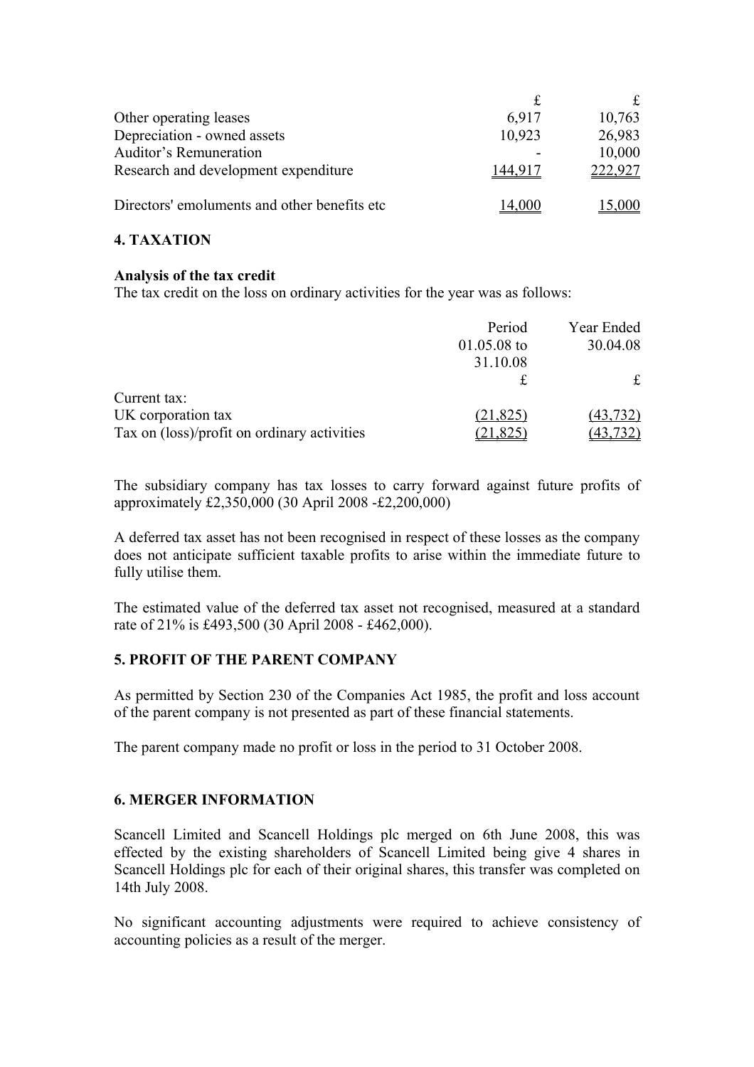| | £ | £ |
|---|---|---|
| Other operating leases | 6,917 | 10,763 |
| Depreciation - owned assets | 10,923 | 26,983 |
| Auditor's Remuneration | - | 10,000 |
| Research and development expenditure | 144,917 | 222,927 |
| Directors' emoluments and other benefits etc | 14,000 | 15,000 |

## 4. TAXATION

**Analysis of the tax credit**

The tax credit on the loss on ordinary activities for the year was as follows:

| | Period 01.05.08 to 31.10.08 | Year Ended 30.04.08 |
|---|---|---|
| | £ | £ |
| Current tax: | | |
| UK corporation tax | (21,825) | (43,732) |
| Tax on (loss)/profit on ordinary activities | (21,825) | (43,732) |

The subsidiary company has tax losses to carry forward against future profits of approximately £2,350,000 (30 April 2008 -£2,200,000)

A deferred tax asset has not been recognised in respect of these losses as the company does not anticipate sufficient taxable profits to arise within the immediate future to fully utilise them.

The estimated value of the deferred tax asset not recognised, measured at a standard rate of 21% is £493,500 (30 April 2008 - £462,000).

## 5. PROFIT OF THE PARENT COMPANY

As permitted by Section 230 of the Companies Act 1985, the profit and loss account of the parent company is not presented as part of these financial statements.

The parent company made no profit or loss in the period to 31 October 2008.

## 6. MERGER INFORMATION

Scancell Limited and Scancell Holdings plc merged on 6th June 2008, this was effected by the existing shareholders of Scancell Limited being give 4 shares in Scancell Holdings plc for each of their original shares, this transfer was completed on 14th July 2008.

No significant accounting adjustments were required to achieve consistency of accounting policies as a result of the merger.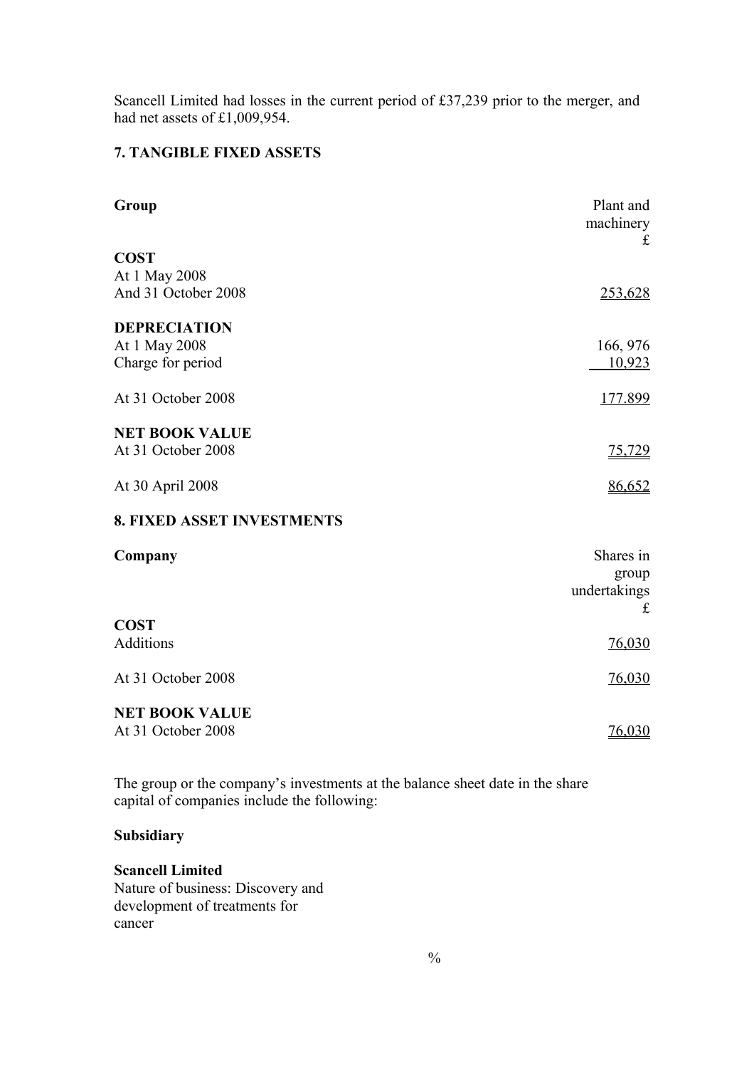Scancell Limited had losses in the current period of £37,239 prior to the merger, and had net assets of £1,009,954.

## 7. TANGIBLE FIXED ASSETS

| **Group** | Plant and machinery £ |
|---|---|
| **COST** | |
| At 1 May 2008 | |
| And 31 October 2008 | 253,628 |
| **DEPRECIATION** | |
| At 1 May 2008 | 166, 976 |
| Charge for period | 10,923 |
| At 31 October 2008 | 177.899 |
| **NET BOOK VALUE** | |
| At 31 October 2008 | 75,729 |
| At 30 April 2008 | 86,652 |

## 8. FIXED ASSET INVESTMENTS

| **Company** | Shares in group undertakings £ |
|---|---|
| **COST** | |
| Additions | 76,030 |
| At 31 October 2008 | 76,030 |
| **NET BOOK VALUE** | |
| At 31 October 2008 | 76,030 |

The group or the company's investments at the balance sheet date in the share capital of companies include the following:

**Subsidiary**

**Scancell Limited**
Nature of business: Discovery and development of treatments for cancer

%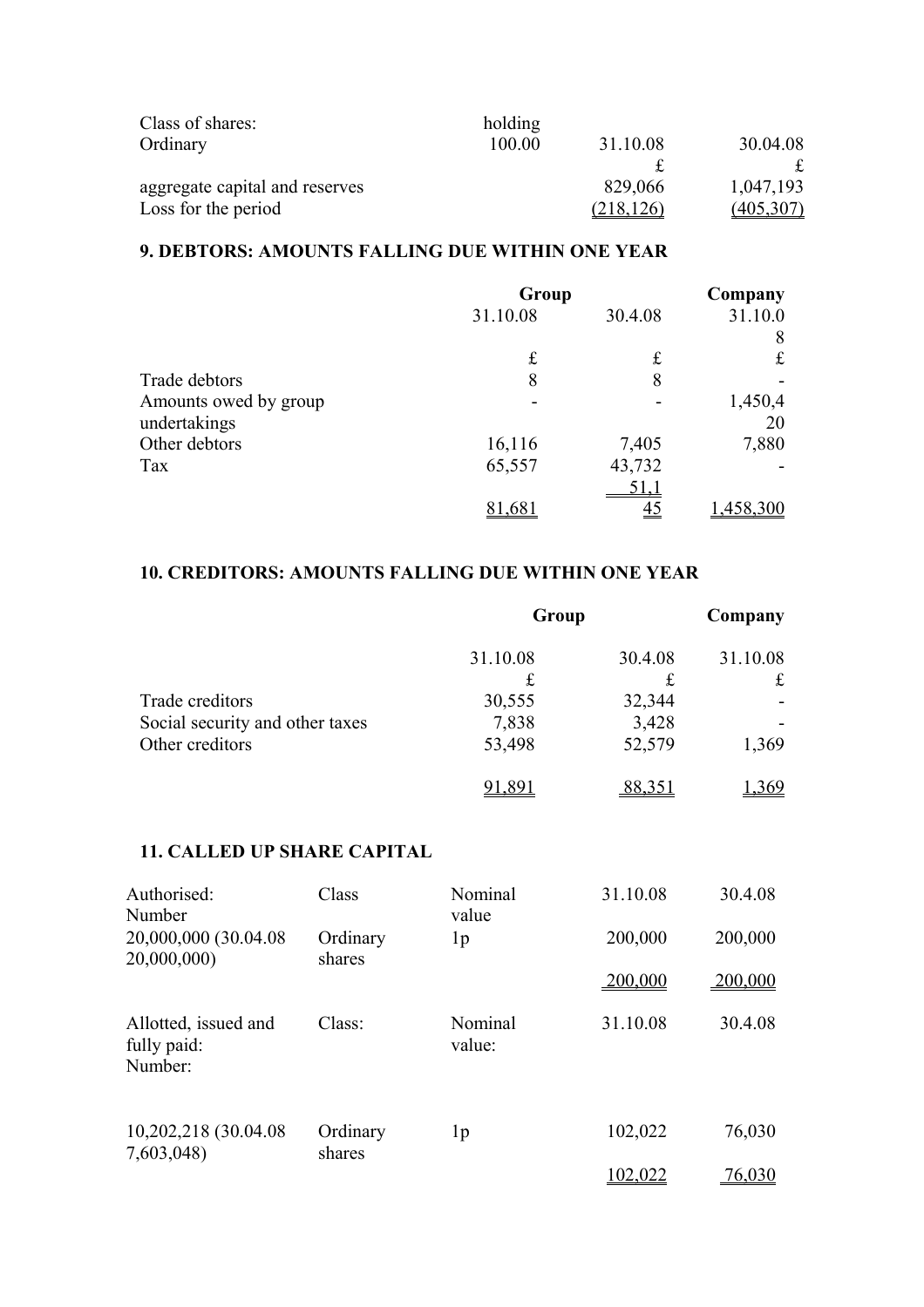| Class of shares: | holding | | |
|---|---|---|---|
| Ordinary | 100.00 | 31.10.08 | 30.04.08 |
| | | £ | £ |
| aggregate capital and reserves | | 829,066 | 1,047,193 |
| Loss for the period | | (218,126) | (405,307) |

### 9. DEBTORS: AMOUNTS FALLING DUE WITHIN ONE YEAR

| | Group | | Company |
|---|---|---|---|
| | 31.10.08 | 30.4.08 | 31.10.08 |
| | £ | £ | £ |
| Trade debtors | 8 | 8 | - |
| Amounts owed by group undertakings | - | - | 1,450,420 |
| Other debtors | 16,116 | 7,405 | 7,880 |
| Tax | 65,557 | 43,732 | - |
| | 81,681 | 51,145 | 1,458,300 |

### 10. CREDITORS: AMOUNTS FALLING DUE WITHIN ONE YEAR

| | Group | | Company |
|---|---|---|---|
| | 31.10.08 | 30.4.08 | 31.10.08 |
| | £ | £ | £ |
| Trade creditors | 30,555 | 32,344 | - |
| Social security and other taxes | 7,838 | 3,428 | - |
| Other creditors | 53,498 | 52,579 | 1,369 |
| | 91,891 | 88,351 | 1,369 |

### 11. CALLED UP SHARE CAPITAL

| Authorised: Number | Class | Nominal value | 31.10.08 | 30.4.08 |
|---|---|---|---|---|
| 20,000,000 (30.04.08 20,000,000) | Ordinary shares | 1p | 200,000 | 200,000 |
| | | | 200,000 | 200,000 |

| Allotted, issued and fully paid: Number: | Class: | Nominal value: | 31.10.08 | 30.4.08 |
|---|---|---|---|---|
| 10,202,218 (30.04.08 7,603,048) | Ordinary shares | 1p | 102,022 | 76,030 |
| | | | 102,022 | 76,030 |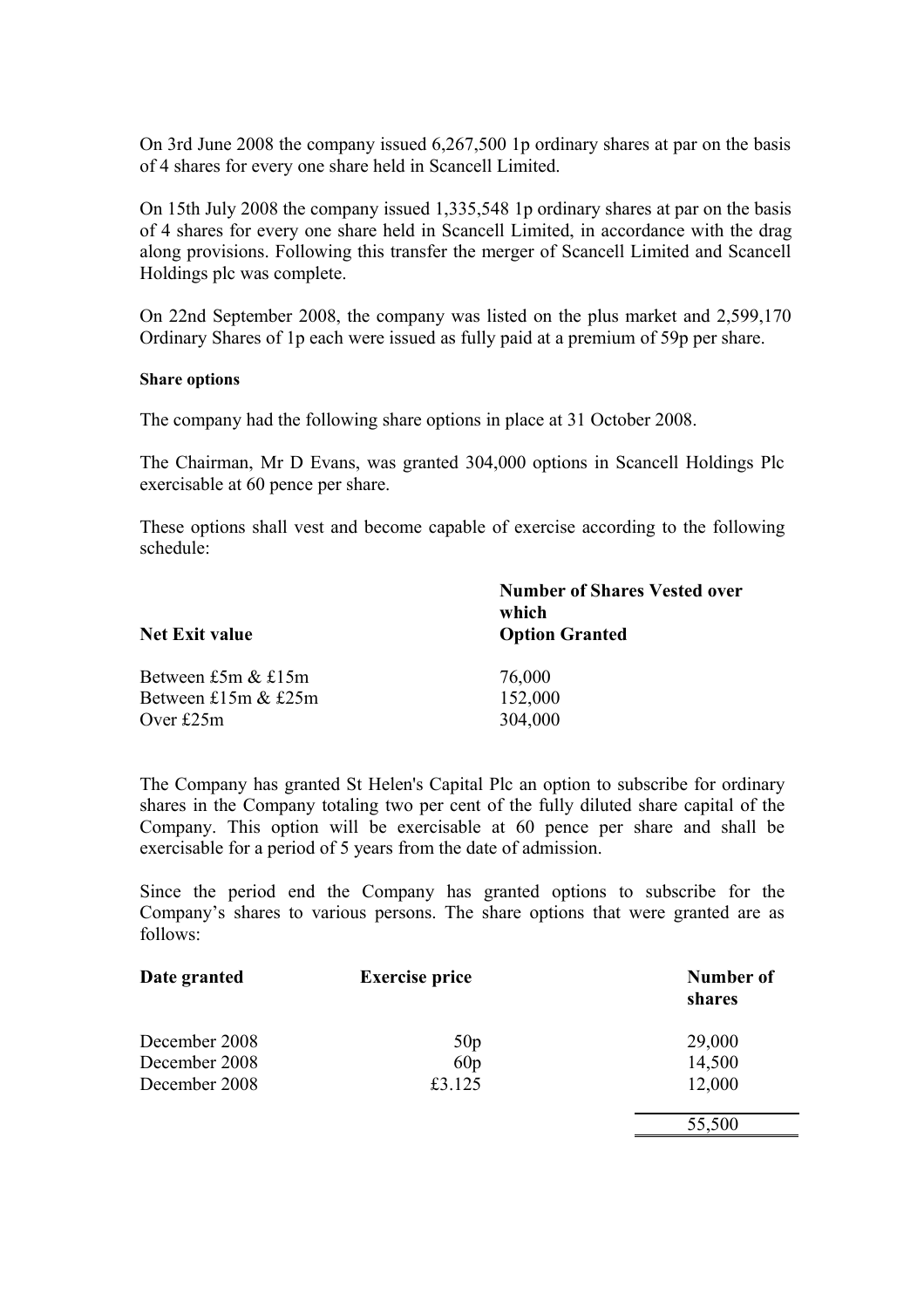On 3rd June 2008 the company issued 6,267,500 1p ordinary shares at par on the basis of 4 shares for every one share held in Scancell Limited.

On 15th July 2008 the company issued 1,335,548 1p ordinary shares at par on the basis of 4 shares for every one share held in Scancell Limited, in accordance with the drag along provisions. Following this transfer the merger of Scancell Limited and Scancell Holdings plc was complete.

On 22nd September 2008, the company was listed on the plus market and 2,599,170 Ordinary Shares of 1p each were issued as fully paid at a premium of 59p per share.

**Share options**

The company had the following share options in place at 31 October 2008.

The Chairman, Mr D Evans, was granted 304,000 options in Scancell Holdings Plc exercisable at 60 pence per share.

These options shall vest and become capable of exercise according to the following schedule:

| Net Exit value | Number of Shares Vested over which Option Granted |
|---|---|
| Between £5m & £15m | 76,000 |
| Between £15m & £25m | 152,000 |
| Over £25m | 304,000 |

The Company has granted St Helen's Capital Plc an option to subscribe for ordinary shares in the Company totaling two per cent of the fully diluted share capital of the Company. This option will be exercisable at 60 pence per share and shall be exercisable for a period of 5 years from the date of admission.

Since the period end the Company has granted options to subscribe for the Company's shares to various persons. The share options that were granted are as follows:

| Date granted | Exercise price | Number of shares |
|---|---|---|
| December 2008 | 50p | 29,000 |
| December 2008 | 60p | 14,500 |
| December 2008 | £3.125 | 12,000 |
| | | 55,500 |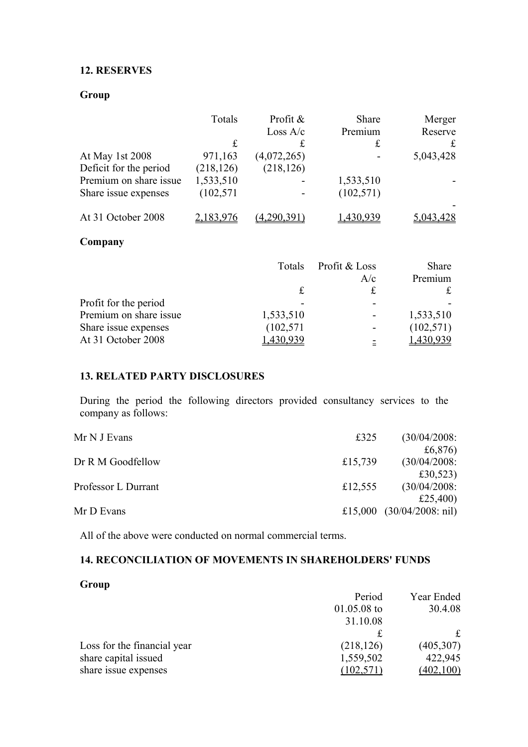## 12. RESERVES

### Group

| | Totals | Profit & Loss A/c | Share Premium | Merger Reserve |
|---|---|---|---|---|
| | £ | £ | £ | £ |
| At May 1st 2008 | 971,163 | (4,072,265) | - | 5,043,428 |
| Deficit for the period | (218,126) | (218,126) | | |
| Premium on share issue | 1,533,510 | - | 1,533,510 | - |
| Share issue expenses | (102,571 | - | (102,571) | - |
| At 31 October 2008 | 2,183,976 | (4,290,391) | 1,430,939 | 5,043,428 |

### Company

| | Totals | Profit & Loss A/c | Share Premium |
|---|---|---|---|
| | £ | £ | £ |
| Profit for the period | - | - | - |
| Premium on share issue | 1,533,510 | - | 1,533,510 |
| Share issue expenses | (102,571 | - | (102,571) |
| At 31 October 2008 | 1,430,939 | - | 1,430,939 |

## 13. RELATED PARTY DISCLOSURES

During the period the following directors provided consultancy services to the company as follows:

| | | |
|---|---|---|
| Mr N J Evans | £325 | (30/04/2008: £6,876) |
| Dr R M Goodfellow | £15,739 | (30/04/2008: £30,523) |
| Professor L Durrant | £12,555 | (30/04/2008: £25,400) |
| Mr D Evans | £15,000 | (30/04/2008: nil) |

All of the above were conducted on normal commercial terms.

## 14. RECONCILIATION OF MOVEMENTS IN SHAREHOLDERS' FUNDS

### Group

| | Period 01.05.08 to 31.10.08 | Year Ended 30.4.08 |
|---|---|---|
| | £ | £ |
| Loss for the financial year | (218,126) | (405,307) |
| share capital issued | 1,559,502 | 422,945 |
| share issue expenses | (102,571) | (402,100) |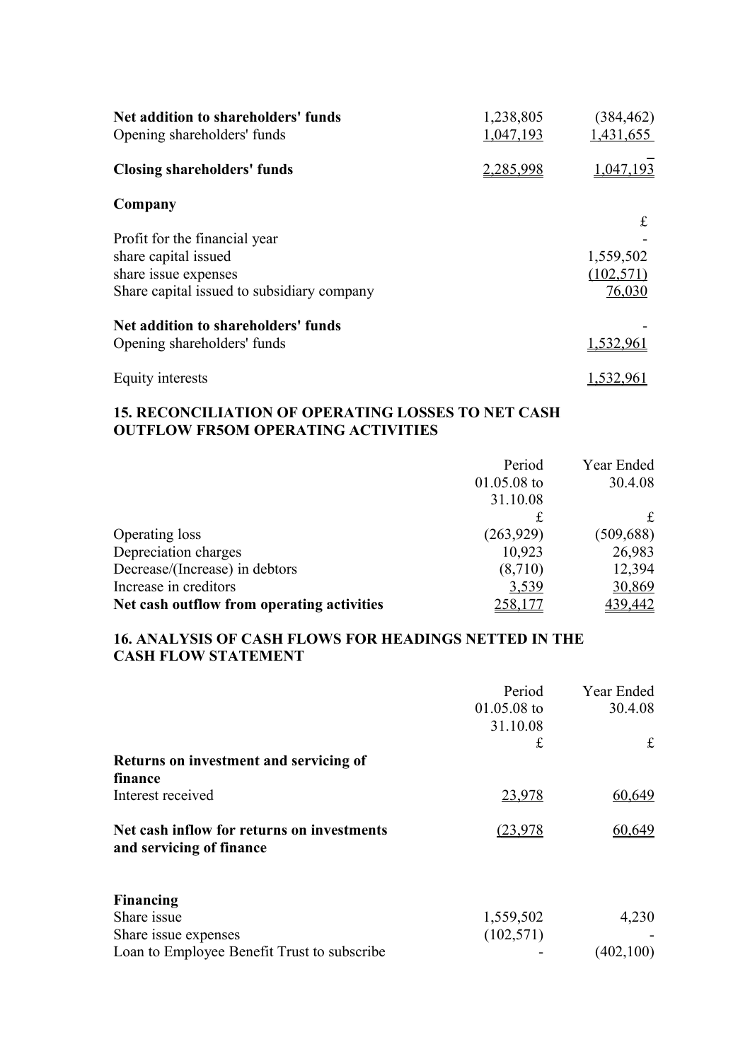| | | |
|---|---|---|
| **Net addition to shareholders' funds** | 1,238,805 | (384,462) |
| Opening shareholders' funds | 1,047,193 | 1,431,655 |
| **Closing shareholders' funds** | 2,285,998 | 1,047,193 |

**Company**

| | £ |
|---|---|
| Profit for the financial year | - |
| share capital issued | 1,559,502 |
| share issue expenses | (102,571) |
| Share capital issued to subsidiary company | 76,030 |
| **Net addition to shareholders' funds** | - |
| Opening shareholders' funds | 1,532,961 |
| Equity interests | 1,532,961 |

### 15. RECONCILIATION OF OPERATING LOSSES TO NET CASH OUTFLOW FR5OM OPERATING ACTIVITIES

| | Period 01.05.08 to 31.10.08 | Year Ended 30.4.08 |
|---|---|---|
| | £ | £ |
| Operating loss | (263,929) | (509,688) |
| Depreciation charges | 10,923 | 26,983 |
| Decrease/(Increase) in debtors | (8,710) | 12,394 |
| Increase in creditors | 3,539 | 30,869 |
| **Net cash outflow from operating activities** | 258,177 | 439,442 |

### 16. ANALYSIS OF CASH FLOWS FOR HEADINGS NETTED IN THE CASH FLOW STATEMENT

| | Period 01.05.08 to 31.10.08 | Year Ended 30.4.08 |
|---|---|---|
| | £ | £ |
| **Returns on investment and servicing of finance** | | |
| Interest received | 23,978 | 60,649 |
| **Net cash inflow for returns on investments and servicing of finance** | (23,978 | 60,649 |
| **Financing** | | |
| Share issue | 1,559,502 | 4,230 |
| Share issue expenses | (102,571) | - |
| Loan to Employee Benefit Trust to subscribe | - | (402,100) |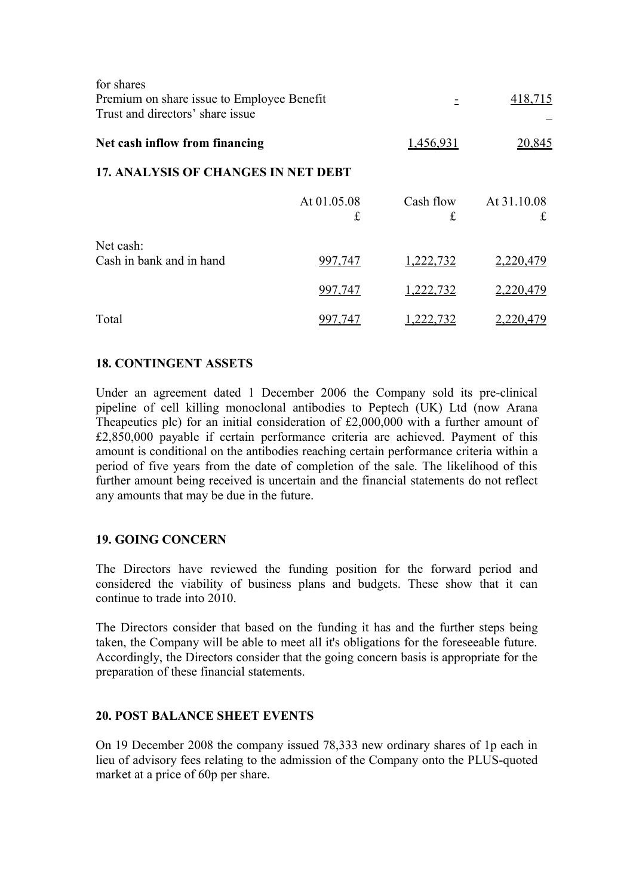| | | |
|---|---|---|
| for shares | | |
| Premium on share issue to Employee Benefit Trust and directors' share issue | - | 418,715 |
| **Net cash inflow from financing** | 1,456,931 | 20,845 |

## 17. ANALYSIS OF CHANGES IN NET DEBT

| | At 01.05.08<br>£ | Cash flow<br>£ | At 31.10.08<br>£ |
|---|---|---|---|
| Net cash: | | | |
| Cash in bank and in hand | 997,747 | 1,222,732 | 2,220,479 |
| | 997,747 | 1,222,732 | 2,220,479 |
| Total | 997,747 | 1,222,732 | 2,220,479 |

## 18. CONTINGENT ASSETS

Under an agreement dated 1 December 2006 the Company sold its pre-clinical pipeline of cell killing monoclonal antibodies to Peptech (UK) Ltd (now Arana Theapeutics plc) for an initial consideration of £2,000,000 with a further amount of £2,850,000 payable if certain performance criteria are achieved. Payment of this amount is conditional on the antibodies reaching certain performance criteria within a period of five years from the date of completion of the sale. The likelihood of this further amount being received is uncertain and the financial statements do not reflect any amounts that may be due in the future.

## 19. GOING CONCERN

The Directors have reviewed the funding position for the forward period and considered the viability of business plans and budgets. These show that it can continue to trade into 2010.

The Directors consider that based on the funding it has and the further steps being taken, the Company will be able to meet all it's obligations for the foreseeable future. Accordingly, the Directors consider that the going concern basis is appropriate for the preparation of these financial statements.

## 20. POST BALANCE SHEET EVENTS

On 19 December 2008 the company issued 78,333 new ordinary shares of 1p each in lieu of advisory fees relating to the admission of the Company onto the PLUS-quoted market at a price of 60p per share.